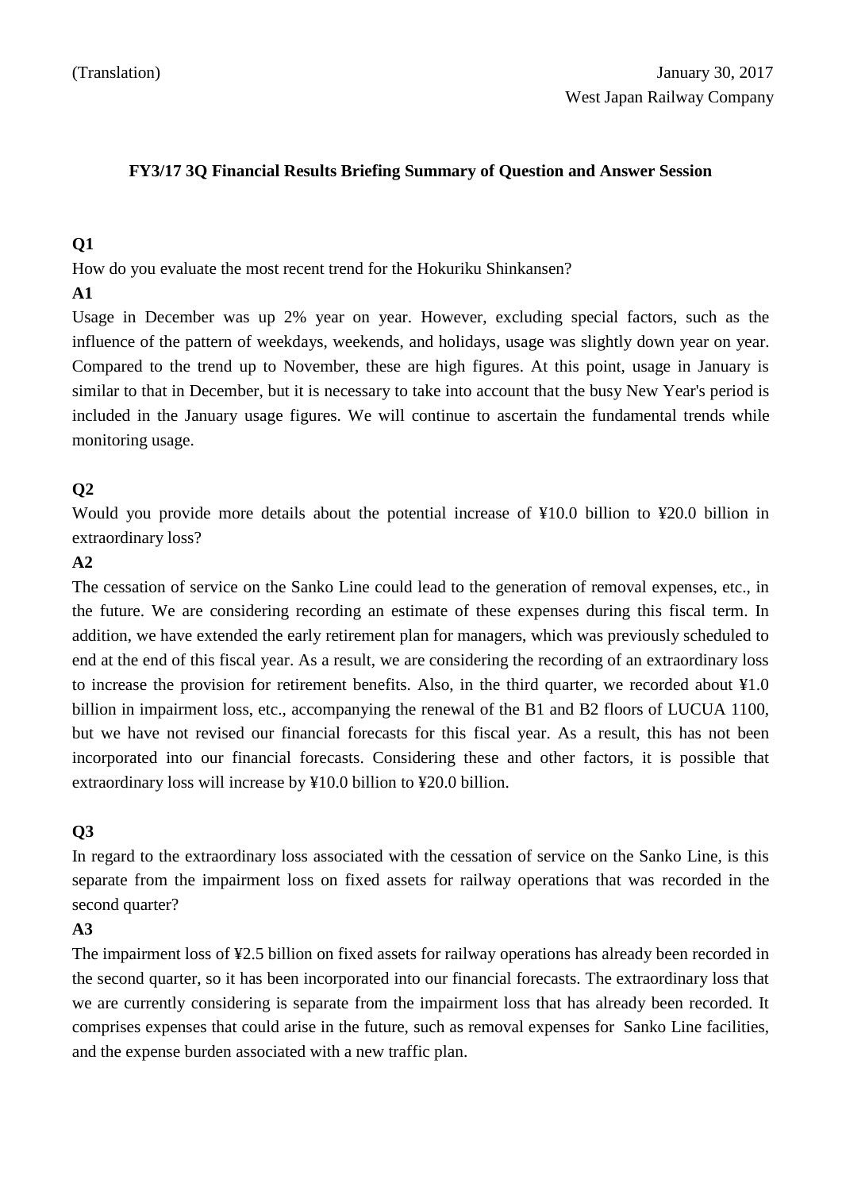(Translation)

January 30, 2017
West Japan Railway Company

# FY3/17 3Q Financial Results Briefing Summary of Question and Answer Session

**Q1**

How do you evaluate the most recent trend for the Hokuriku Shinkansen?

**A1**

Usage in December was up 2% year on year. However, excluding special factors, such as the influence of the pattern of weekdays, weekends, and holidays, usage was slightly down year on year. Compared to the trend up to November, these are high figures. At this point, usage in January is similar to that in December, but it is necessary to take into account that the busy New Year's period is included in the January usage figures. We will continue to ascertain the fundamental trends while monitoring usage.

**Q2**

Would you provide more details about the potential increase of ¥10.0 billion to ¥20.0 billion in extraordinary loss?

**A2**

The cessation of service on the Sanko Line could lead to the generation of removal expenses, etc., in the future. We are considering recording an estimate of these expenses during this fiscal term. In addition, we have extended the early retirement plan for managers, which was previously scheduled to end at the end of this fiscal year. As a result, we are considering the recording of an extraordinary loss to increase the provision for retirement benefits. Also, in the third quarter, we recorded about ¥1.0 billion in impairment loss, etc., accompanying the renewal of the B1 and B2 floors of LUCUA 1100, but we have not revised our financial forecasts for this fiscal year. As a result, this has not been incorporated into our financial forecasts. Considering these and other factors, it is possible that extraordinary loss will increase by ¥10.0 billion to ¥20.0 billion.

**Q3**

In regard to the extraordinary loss associated with the cessation of service on the Sanko Line, is this separate from the impairment loss on fixed assets for railway operations that was recorded in the second quarter?

**A3**

The impairment loss of ¥2.5 billion on fixed assets for railway operations has already been recorded in the second quarter, so it has been incorporated into our financial forecasts. The extraordinary loss that we are currently considering is separate from the impairment loss that has already been recorded. It comprises expenses that could arise in the future, such as removal expenses for Sanko Line facilities, and the expense burden associated with a new traffic plan.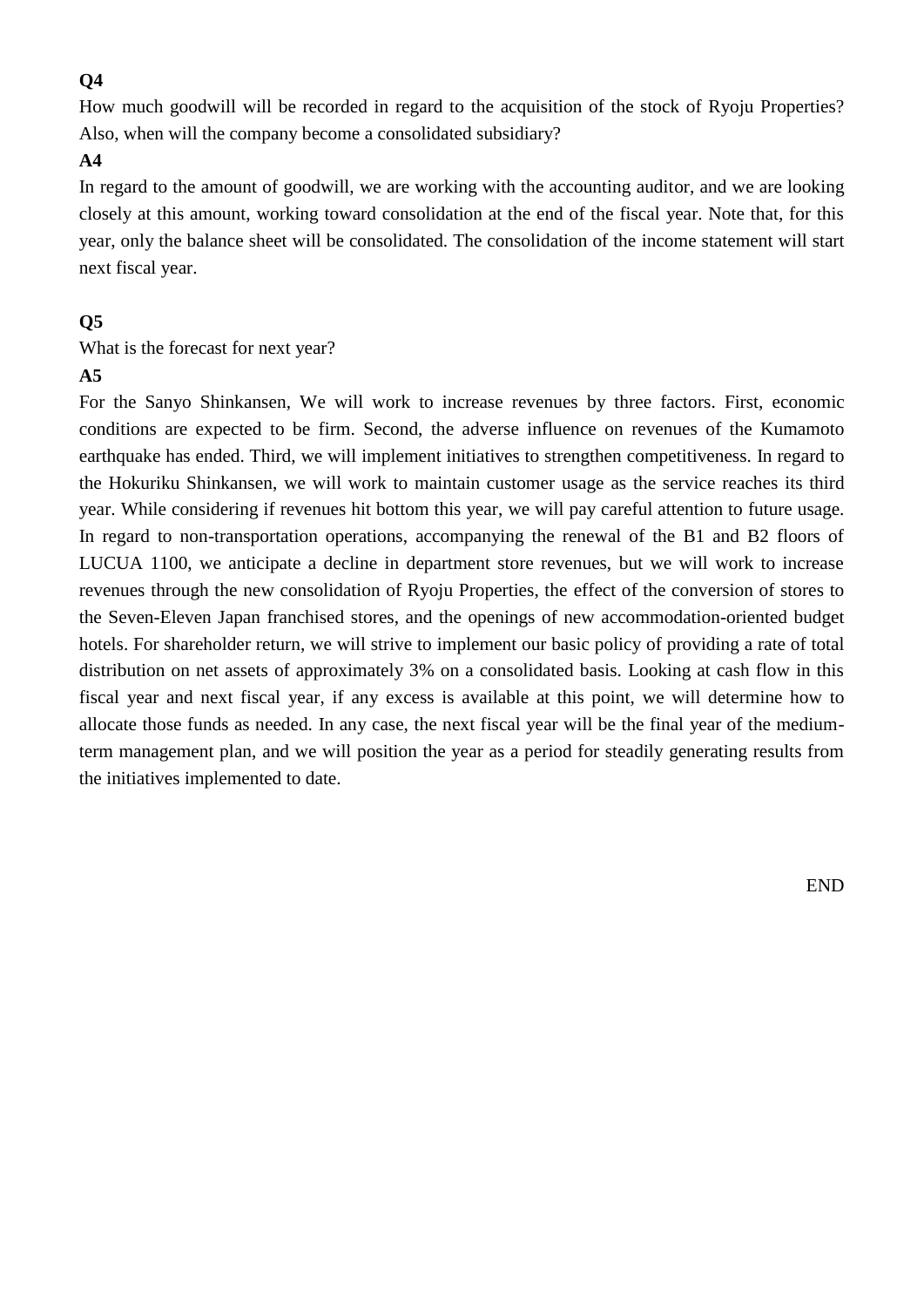**Q4**

How much goodwill will be recorded in regard to the acquisition of the stock of Ryoju Properties? Also, when will the company become a consolidated subsidiary?

**A4**

In regard to the amount of goodwill, we are working with the accounting auditor, and we are looking closely at this amount, working toward consolidation at the end of the fiscal year. Note that, for this year, only the balance sheet will be consolidated. The consolidation of the income statement will start next fiscal year.

**Q5**

What is the forecast for next year?

**A5**

For the Sanyo Shinkansen, We will work to increase revenues by three factors. First, economic conditions are expected to be firm. Second, the adverse influence on revenues of the Kumamoto earthquake has ended. Third, we will implement initiatives to strengthen competitiveness. In regard to the Hokuriku Shinkansen, we will work to maintain customer usage as the service reaches its third year. While considering if revenues hit bottom this year, we will pay careful attention to future usage. In regard to non-transportation operations, accompanying the renewal of the B1 and B2 floors of LUCUA 1100, we anticipate a decline in department store revenues, but we will work to increase revenues through the new consolidation of Ryoju Properties, the effect of the conversion of stores to the Seven-Eleven Japan franchised stores, and the openings of new accommodation-oriented budget hotels. For shareholder return, we will strive to implement our basic policy of providing a rate of total distribution on net assets of approximately 3% on a consolidated basis. Looking at cash flow in this fiscal year and next fiscal year, if any excess is available at this point, we will determine how to allocate those funds as needed. In any case, the next fiscal year will be the final year of the medium-term management plan, and we will position the year as a period for steadily generating results from the initiatives implemented to date.

END